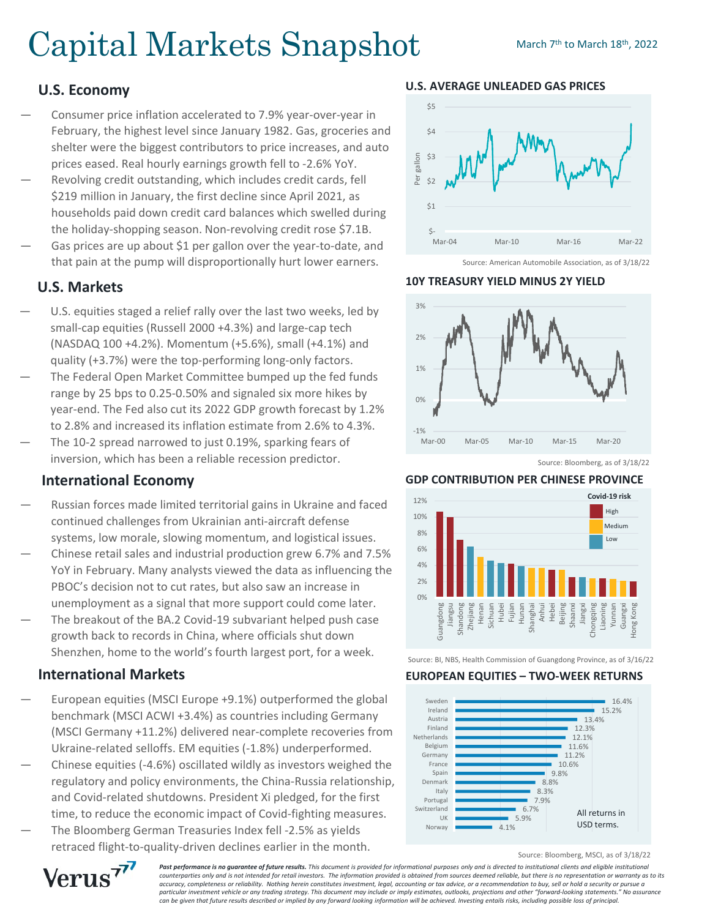# Capital Markets Snapshot

March 7th to March 18th, 2022

## U.S. Economy

- Consumer price inflation accelerated to 7.9% year-over-year in February, the highest level since January 1982. Gas, groceries and shelter were the biggest contributors to price increases, and auto prices eased. Real hourly earnings growth fell to -2.6% YoY.
- Revolving credit outstanding, which includes credit cards, fell $219 million in January, the first decline since April 2021, as households paid down credit card balances which swelled during the holiday-shopping season. Non-revolving credit rose $7.1B.
- Gas prices are up about $1 per gallon over the year-to-date, and that pain at the pump will disproportionally hurt lower earners.

## U.S. Markets

- U.S. equities staged a relief rally over the last two weeks, led by small-cap equities (Russell 2000 +4.3%) and large-cap tech (NASDAQ 100 +4.2%). Momentum (+5.6%), small (+4.1%) and quality (+3.7%) were the top-performing long-only factors.
- The Federal Open Market Committee bumped up the fed funds range by 25 bps to 0.25-0.50% and signaled six more hikes by year-end. The Fed also cut its 2022 GDP growth forecast by 1.2% to 2.8% and increased its inflation estimate from 2.6% to 4.3%.
- The 10-2 spread narrowed to just 0.19%, sparking fears of inversion, which has been a reliable recession predictor.

## International Economy

- Russian forces made limited territorial gains in Ukraine and faced continued challenges from Ukrainian anti-aircraft defense systems, low morale, slowing momentum, and logistical issues.
- Chinese retail sales and industrial production grew 6.7% and 7.5% YoY in February. Many analysts viewed the data as influencing the PBOC's decision not to cut rates, but also saw an increase in unemployment as a signal that more support could come later.
- The breakout of the BA.2 Covid-19 subvariant helped push case growth back to records in China, where officials shut down Shenzhen, home to the world's fourth largest port, for a week.

## International Markets

- European equities (MSCI Europe +9.1%) outperformed the global benchmark (MSCI ACWI +3.4%) as countries including Germany (MSCI Germany +11.2%) delivered near-complete recoveries from Ukraine-related selloffs. EM equities (-1.8%) underperformed.
- Chinese equities (-4.6%) oscillated wildly as investors weighed the regulatory and policy environments, the China-Russia relationship, and Covid-related shutdowns. President Xi pledged, for the first time, to reduce the economic impact of Covid-fighting measures.
- The Bloomberg German Treasuries Index fell -2.5% as yields retraced flight-to-quality-driven declines earlier in the month.

### U.S. AVERAGE UNLEADED GAS PRICES

Source: American Automobile Association, as of 3/18/22

### 10Y TREASURY YIELD MINUS 2Y YIELD

Source: Bloomberg, as of 3/18/22

### GDP CONTRIBUTION PER CHINESE PROVINCE

Source: BI, NBS, Health Commission of Guangdong Province, as of 3/16/22

### EUROPEAN EQUITIES – TWO-WEEK RETURNS

| Country | Return |
|---|---|
| Sweden | 16.4% |
| Ireland | 15.2% |
| Austria | 13.4% |
| Finland | 12.3% |
| Netherlands | 12.1% |
| Belgium | 11.6% |
| Germany | 11.2% |
| France | 10.6% |
| Spain | 9.8% |
| Denmark | 8.8% |
| Italy | 8.3% |
| Portugal | 7.9% |
| Switzerland | 6.7% |
| UK | 5.9% |
| Norway | 4.1% |

All returns in USD terms.

Source: Bloomberg, MSCI, as of 3/18/22

***Past performance is no guarantee of future results.*** *This document is provided for informational purposes only and is directed to institutional clients and eligible institutional counterparties only and is not intended for retail investors. The information provided is obtained from sources deemed reliable, but there is no representation or warranty as to its accuracy, completeness or reliability. Nothing herein constitutes investment, legal, accounting or tax advice, or a recommendation to buy, sell or hold a security or pursue a particular investment vehicle or any trading strategy. This document may include or imply estimates, outlooks, projections and other "forward-looking statements." No assurance can be given that future results described or implied by any forward looking information will be achieved. Investing entails risks, including possible loss of principal.*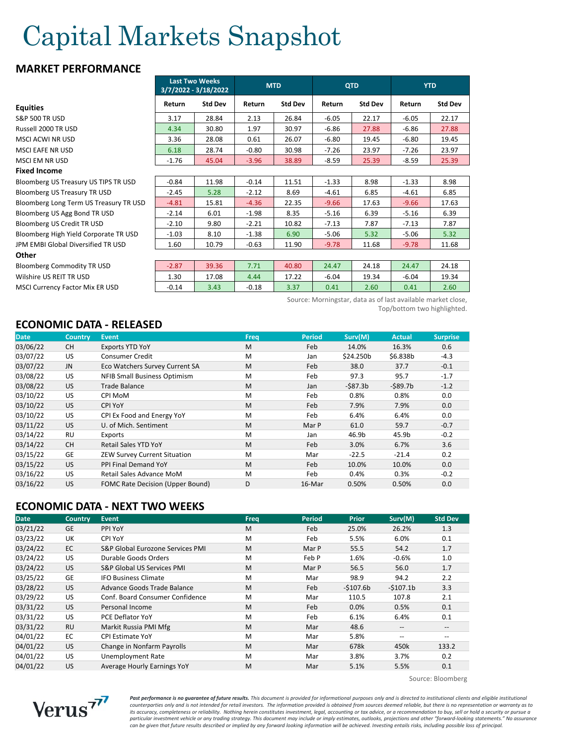# Capital Markets Snapshot

## MARKET PERFORMANCE

| | Last Two Weeks 3/7/2022 - 3/18/2022 | | MTD | | QTD | | YTD | |
|---|---|---|---|---|---|---|---|---|
| **Equities** | Return | Std Dev | Return | Std Dev | Return | Std Dev | Return | Std Dev |
| S&P 500 TR USD | 3.17 | 28.84 | 2.13 | 26.84 | -6.05 | 22.17 | -6.05 | 22.17 |
| Russell 2000 TR USD | 4.34 | 30.80 | 1.97 | 30.97 | -6.86 | 27.88 | -6.86 | 27.88 |
| MSCI ACWI NR USD | 3.36 | 28.08 | 0.61 | 26.07 | -6.80 | 19.45 | -6.80 | 19.45 |
| MSCI EAFE NR USD | 6.18 | 28.74 | -0.80 | 30.98 | -7.26 | 23.97 | -7.26 | 23.97 |
| MSCI EM NR USD | -1.76 | 45.04 | -3.96 | 38.89 | -8.59 | 25.39 | -8.59 | 25.39 |
| **Fixed Income** | | | | | | | | |
| Bloomberg US Treasury US TIPS TR USD | -0.84 | 11.98 | -0.14 | 11.51 | -1.33 | 8.98 | -1.33 | 8.98 |
| Bloomberg US Treasury TR USD | -2.45 | 5.28 | -2.12 | 8.69 | -4.61 | 6.85 | -4.61 | 6.85 |
| Bloomberg Long Term US Treasury TR USD | -4.81 | 15.81 | -4.36 | 22.35 | -9.66 | 17.63 | -9.66 | 17.63 |
| Bloomberg US Agg Bond TR USD | -2.14 | 6.01 | -1.98 | 8.35 | -5.16 | 6.39 | -5.16 | 6.39 |
| Bloomberg US Credit TR USD | -2.10 | 9.80 | -2.21 | 10.82 | -7.13 | 7.87 | -7.13 | 7.87 |
| Bloomberg High Yield Corporate TR USD | -1.03 | 8.10 | -1.38 | 6.90 | -5.06 | 5.32 | -5.06 | 5.32 |
| JPM EMBI Global Diversified TR USD | 1.60 | 10.79 | -0.63 | 11.90 | -9.78 | 11.68 | -9.78 | 11.68 |
| **Other** | | | | | | | | |
| Bloomberg Commodity TR USD | -2.87 | 39.36 | 7.71 | 40.80 | 24.47 | 24.18 | 24.47 | 24.18 |
| Wilshire US REIT TR USD | 1.30 | 17.08 | 4.44 | 17.22 | -6.04 | 19.34 | -6.04 | 19.34 |
| MSCI Currency Factor Mix ER USD | -0.14 | 3.43 | -0.18 | 3.37 | 0.41 | 2.60 | 0.41 | 2.60 |

Source: Morningstar, data as of last available market close,
Top/bottom two highlighted.

## ECONOMIC DATA - RELEASED

| Date | Country | Event | Freq | Period | Surv(M) | Actual | Surprise |
|---|---|---|---|---|---|---|---|
| 03/06/22 | CH | Exports YTD YoY | M | Feb | 14.0% | 16.3% | 0.6 |
| 03/07/22 | US | Consumer Credit | M | Jan | $24.250b | $6.838b | -4.3 |
| 03/07/22 | JN | Eco Watchers Survey Current SA | M | Feb | 38.0 | 37.7 | -0.1 |
| 03/08/22 | US | NFIB Small Business Optimism | M | Feb | 97.3 | 95.7 | -1.7 |
| 03/08/22 | US | Trade Balance | M | Jan | -$87.3b | -$89.7b | -1.2 |
| 03/10/22 | US | CPI MoM | M | Feb | 0.8% | 0.8% | 0.0 |
| 03/10/22 | US | CPI YoY | M | Feb | 7.9% | 7.9% | 0.0 |
| 03/10/22 | US | CPI Ex Food and Energy YoY | M | Feb | 6.4% | 6.4% | 0.0 |
| 03/11/22 | US | U. of Mich. Sentiment | M | Mar P | 61.0 | 59.7 | -0.7 |
| 03/14/22 | RU | Exports | M | Jan | 46.9b | 45.9b | -0.2 |
| 03/14/22 | CH | Retail Sales YTD YoY | M | Feb | 3.0% | 6.7% | 3.6 |
| 03/15/22 | GE | ZEW Survey Current Situation | M | Mar | -22.5 | -21.4 | 0.2 |
| 03/15/22 | US | PPI Final Demand YoY | M | Feb | 10.0% | 10.0% | 0.0 |
| 03/16/22 | US | Retail Sales Advance MoM | M | Feb | 0.4% | 0.3% | -0.2 |
| 03/16/22 | US | FOMC Rate Decision (Upper Bound) | D | 16-Mar | 0.50% | 0.50% | 0.0 |

## ECONOMIC DATA - NEXT TWO WEEKS

| Date | Country | Event | Freq | Period | Prior | Surv(M) | Std Dev |
|---|---|---|---|---|---|---|---|
| 03/21/22 | GE | PPI YoY | M | Feb | 25.0% | 26.2% | 1.3 |
| 03/23/22 | UK | CPI YoY | M | Feb | 5.5% | 6.0% | 0.1 |
| 03/24/22 | EC | S&P Global Eurozone Services PMI | M | Mar P | 55.5 | 54.2 | 1.7 |
| 03/24/22 | US | Durable Goods Orders | M | Feb P | 1.6% | -0.6% | 1.0 |
| 03/24/22 | US | S&P Global US Services PMI | M | Mar P | 56.5 | 56.0 | 1.7 |
| 03/25/22 | GE | IFO Business Climate | M | Mar | 98.9 | 94.2 | 2.2 |
| 03/28/22 | US | Advance Goods Trade Balance | M | Feb | -$107.6b | -$107.1b | 3.3 |
| 03/29/22 | US | Conf. Board Consumer Confidence | M | Mar | 110.5 | 107.8 | 2.1 |
| 03/31/22 | US | Personal Income | M | Feb | 0.0% | 0.5% | 0.1 |
| 03/31/22 | US | PCE Deflator YoY | M | Feb | 6.1% | 6.4% | 0.1 |
| 03/31/22 | RU | Markit Russia PMI Mfg | M | Mar | 48.6 | -- | -- |
| 04/01/22 | EC | CPI Estimate YoY | M | Mar | 5.8% | -- | -- |
| 04/01/22 | US | Change in Nonfarm Payrolls | M | Mar | 678k | 450k | 133.2 |
| 04/01/22 | US | Unemployment Rate | M | Mar | 3.8% | 3.7% | 0.2 |
| 04/01/22 | US | Average Hourly Earnings YoY | M | Mar | 5.1% | 5.5% | 0.1 |

Source: Bloomberg

Verus

***Past performance is no guarantee of future results.*** *This document is provided for informational purposes only and is directed to institutional clients and eligible institutional counterparties only and is not intended for retail investors. The information provided is obtained from sources deemed reliable, but there is no representation or warranty as to its accuracy, completeness or reliability. Nothing herein constitutes investment, legal, accounting or tax advice, or a recommendation to buy, sell or hold a security or pursue a particular investment vehicle or any trading strategy. This document may include or imply estimates, outlooks, projections and other "forward-looking statements." No assurance can be given that future results described or implied by any forward looking information will be achieved. Investing entails risks, including possible loss of principal.*